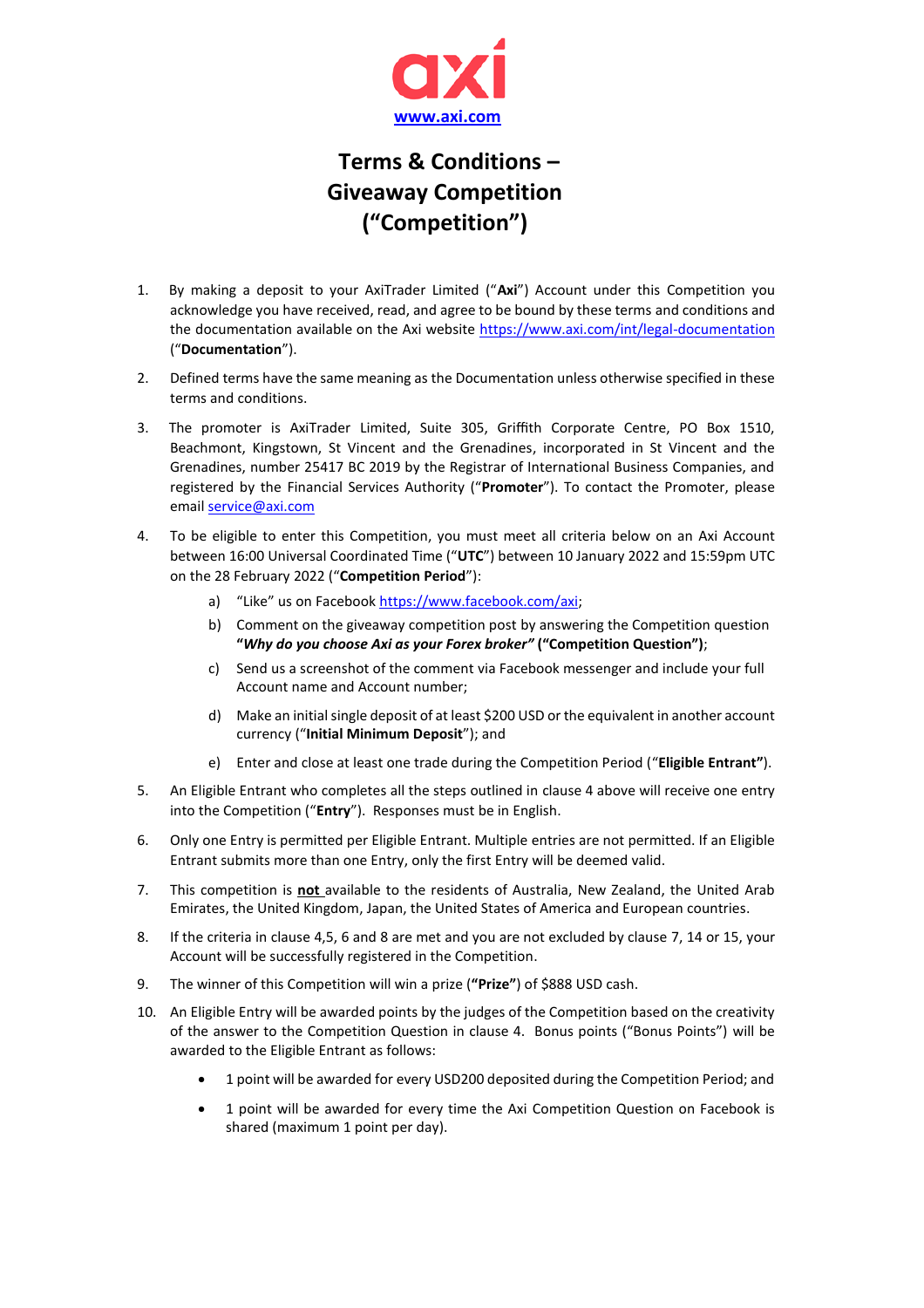axi

[www.axi.com](http://www.axi.com)

# Terms & Conditions – Giveaway Competition ("Competition")

1. By making a deposit to your AxiTrader Limited ("**Axi**") Account under this Competition you acknowledge you have received, read, and agree to be bound by these terms and conditions and the documentation available on the Axi website [https://www.axi.com/int/legal-documentation](https://www.axi.com/int/legal-documentation) ("**Documentation**").

2. Defined terms have the same meaning as the Documentation unless otherwise specified in these terms and conditions.

3. The promoter is AxiTrader Limited, Suite 305, Griffith Corporate Centre, PO Box 1510, Beachmont, Kingstown, St Vincent and the Grenadines, incorporated in St Vincent and the Grenadines, number 25417 BC 2019 by the Registrar of International Business Companies, and registered by the Financial Services Authority ("**Promoter**"). To contact the Promoter, please email [service@axi.com](mailto:service@axi.com)

4. To be eligible to enter this Competition, you must meet all criteria below on an Axi Account between 16:00 Universal Coordinated Time ("**UTC**") between 10 January 2022 and 15:59pm UTC on the 28 February 2022 ("**Competition Period**"):

   a) "Like" us on Facebook [https://www.facebook.com/axi](https://www.facebook.com/axi);

   b) Comment on the giveaway competition post by answering the Competition question ***"Why do you choose Axi as your Forex broker"*** **("Competition Question")**;

   c) Send us a screenshot of the comment via Facebook messenger and include your full Account name and Account number;

   d) Make an initial single deposit of at least $200 USD or the equivalent in another account currency ("**Initial Minimum Deposit**"); and

   e) Enter and close at least one trade during the Competition Period ("**Eligible Entrant"**).

5. An Eligible Entrant who completes all the steps outlined in clause 4 above will receive one entry into the Competition ("**Entry**"). Responses must be in English.

6. Only one Entry is permitted per Eligible Entrant. Multiple entries are not permitted. If an Eligible Entrant submits more than one Entry, only the first Entry will be deemed valid.

7. This competition is **not** available to the residents of Australia, New Zealand, the United Arab Emirates, the United Kingdom, Japan, the United States of America and European countries.

8. If the criteria in clause 4,5, 6 and 8 are met and you are not excluded by clause 7, 14 or 15, your Account will be successfully registered in the Competition.

9. The winner of this Competition will win a prize (**"Prize"**) of $888 USD cash.

10. An Eligible Entry will be awarded points by the judges of the Competition based on the creativity of the answer to the Competition Question in clause 4. Bonus points ("Bonus Points") will be awarded to the Eligible Entrant as follows:

    - 1 point will be awarded for every USD200 deposited during the Competition Period; and
    - 1 point will be awarded for every time the Axi Competition Question on Facebook is shared (maximum 1 point per day).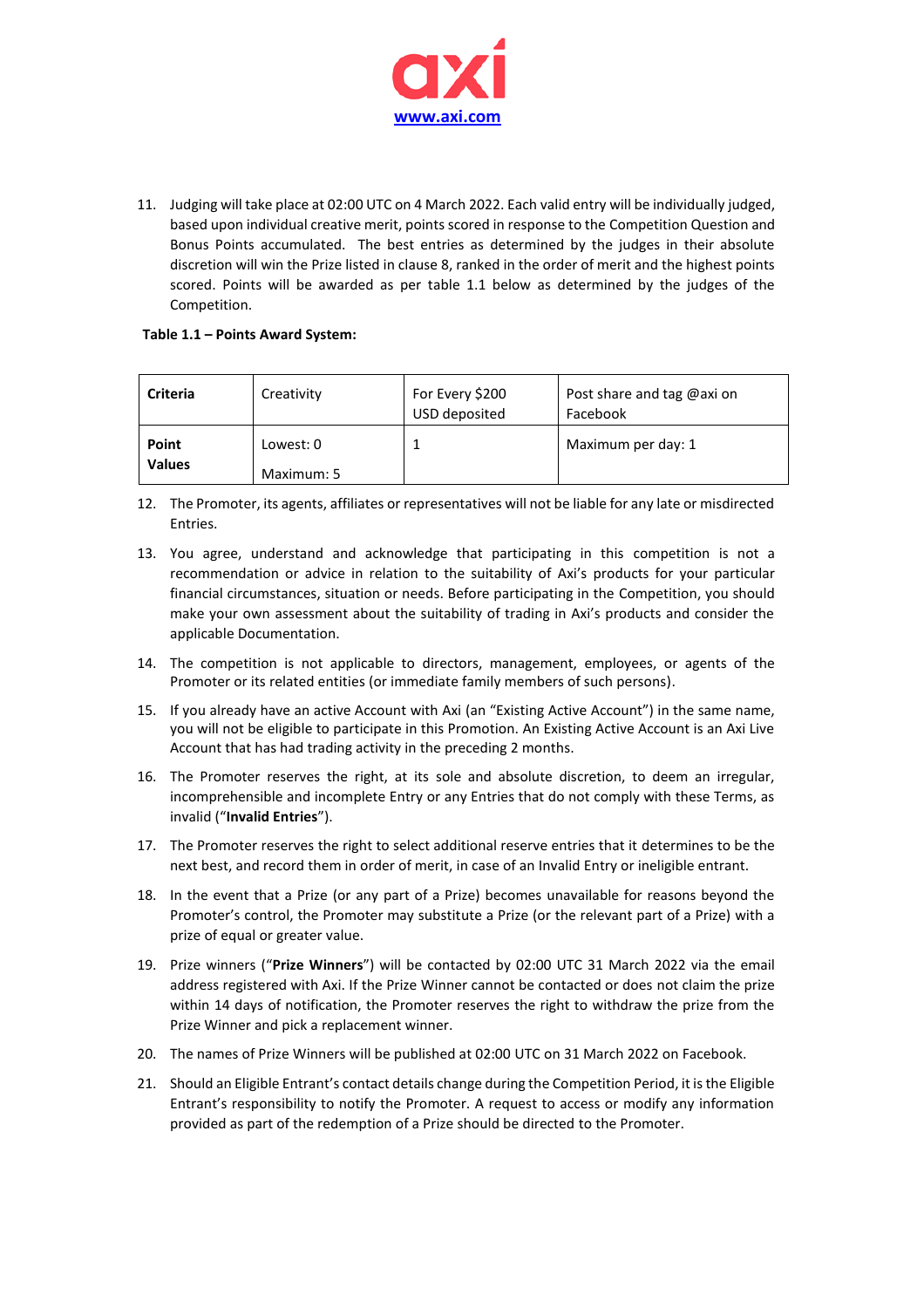11. Judging will take place at 02:00 UTC on 4 March 2022. Each valid entry will be individually judged, based upon individual creative merit, points scored in response to the Competition Question and Bonus Points accumulated. The best entries as determined by the judges in their absolute discretion will win the Prize listed in clause 8, ranked in the order of merit and the highest points scored. Points will be awarded as per table 1.1 below as determined by the judges of the Competition.

**Table 1.1 – Points Award System:**

| **Criteria** | Creativity | For Every $200 USD deposited | Post share and tag @axi on Facebook |
|---|---|---|---|
| **Point Values** | Lowest: 0<br>Maximum: 5 | 1 | Maximum per day: 1 |

12. The Promoter, its agents, affiliates or representatives will not be liable for any late or misdirected Entries.
13. You agree, understand and acknowledge that participating in this competition is not a recommendation or advice in relation to the suitability of Axi's products for your particular financial circumstances, situation or needs. Before participating in the Competition, you should make your own assessment about the suitability of trading in Axi's products and consider the applicable Documentation.
14. The competition is not applicable to directors, management, employees, or agents of the Promoter or its related entities (or immediate family members of such persons).
15. If you already have an active Account with Axi (an "Existing Active Account") in the same name, you will not be eligible to participate in this Promotion. An Existing Active Account is an Axi Live Account that has had trading activity in the preceding 2 months.
16. The Promoter reserves the right, at its sole and absolute discretion, to deem an irregular, incomprehensible and incomplete Entry or any Entries that do not comply with these Terms, as invalid ("**Invalid Entries**").
17. The Promoter reserves the right to select additional reserve entries that it determines to be the next best, and record them in order of merit, in case of an Invalid Entry or ineligible entrant.
18. In the event that a Prize (or any part of a Prize) becomes unavailable for reasons beyond the Promoter's control, the Promoter may substitute a Prize (or the relevant part of a Prize) with a prize of equal or greater value.
19. Prize winners ("**Prize Winners**") will be contacted by 02:00 UTC 31 March 2022 via the email address registered with Axi. If the Prize Winner cannot be contacted or does not claim the prize within 14 days of notification, the Promoter reserves the right to withdraw the prize from the Prize Winner and pick a replacement winner.
20. The names of Prize Winners will be published at 02:00 UTC on 31 March 2022 on Facebook.
21. Should an Eligible Entrant's contact details change during the Competition Period, it is the Eligible Entrant's responsibility to notify the Promoter. A request to access or modify any information provided as part of the redemption of a Prize should be directed to the Promoter.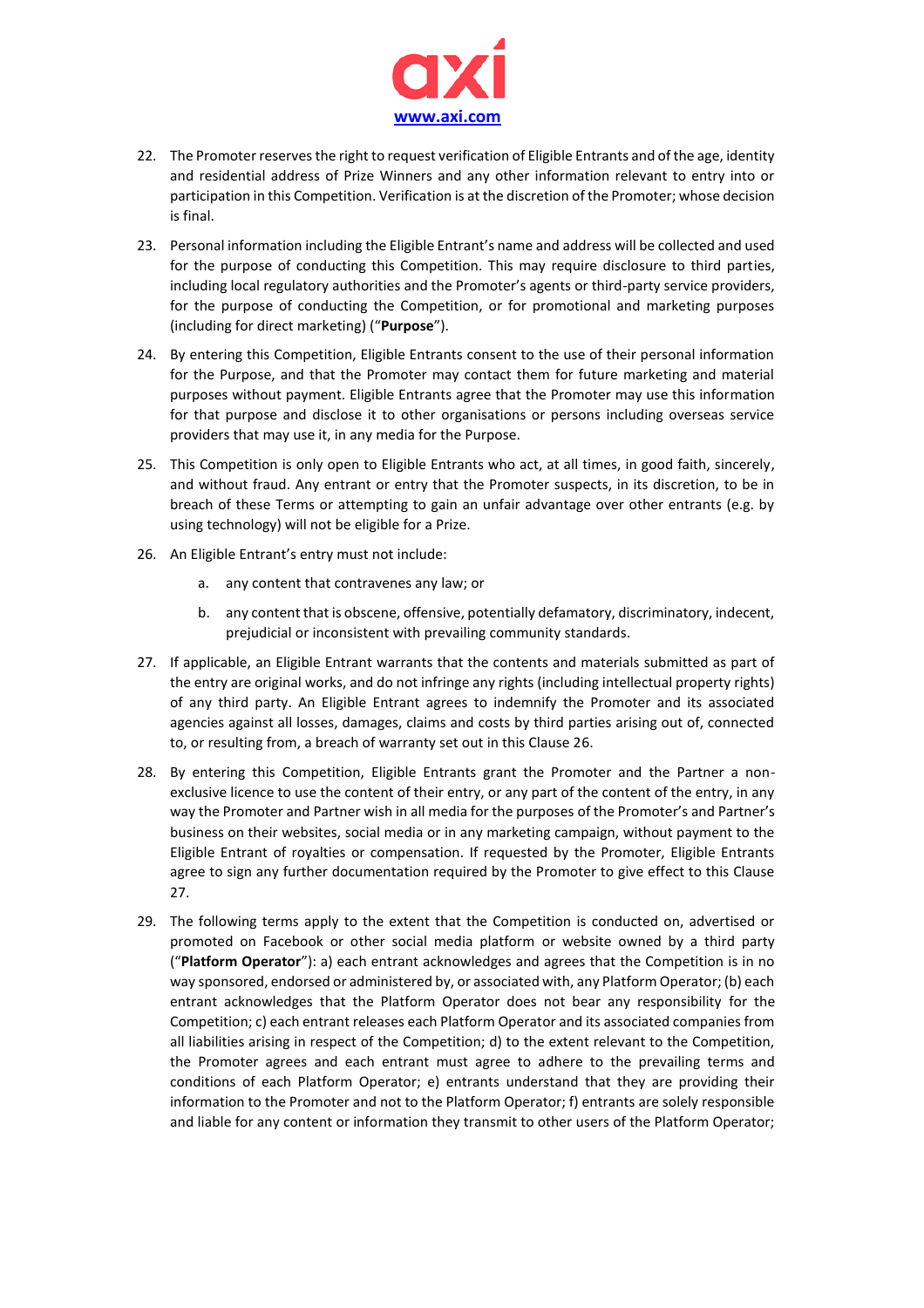22. The Promoter reserves the right to request verification of Eligible Entrants and of the age, identity and residential address of Prize Winners and any other information relevant to entry into or participation in this Competition. Verification is at the discretion of the Promoter; whose decision is final.

23. Personal information including the Eligible Entrant's name and address will be collected and used for the purpose of conducting this Competition. This may require disclosure to third parties, including local regulatory authorities and the Promoter's agents or third-party service providers, for the purpose of conducting the Competition, or for promotional and marketing purposes (including for direct marketing) ("**Purpose**").

24. By entering this Competition, Eligible Entrants consent to the use of their personal information for the Purpose, and that the Promoter may contact them for future marketing and material purposes without payment. Eligible Entrants agree that the Promoter may use this information for that purpose and disclose it to other organisations or persons including overseas service providers that may use it, in any media for the Purpose.

25. This Competition is only open to Eligible Entrants who act, at all times, in good faith, sincerely, and without fraud. Any entrant or entry that the Promoter suspects, in its discretion, to be in breach of these Terms or attempting to gain an unfair advantage over other entrants (e.g. by using technology) will not be eligible for a Prize.

26. An Eligible Entrant's entry must not include:

    a. any content that contravenes any law; or

    b. any content that is obscene, offensive, potentially defamatory, discriminatory, indecent, prejudicial or inconsistent with prevailing community standards.

27. If applicable, an Eligible Entrant warrants that the contents and materials submitted as part of the entry are original works, and do not infringe any rights (including intellectual property rights) of any third party. An Eligible Entrant agrees to indemnify the Promoter and its associated agencies against all losses, damages, claims and costs by third parties arising out of, connected to, or resulting from, a breach of warranty set out in this Clause 26.

28. By entering this Competition, Eligible Entrants grant the Promoter and the Partner a non-exclusive licence to use the content of their entry, or any part of the content of the entry, in any way the Promoter and Partner wish in all media for the purposes of the Promoter's and Partner's business on their websites, social media or in any marketing campaign, without payment to the Eligible Entrant of royalties or compensation. If requested by the Promoter, Eligible Entrants agree to sign any further documentation required by the Promoter to give effect to this Clause 27.

29. The following terms apply to the extent that the Competition is conducted on, advertised or promoted on Facebook or other social media platform or website owned by a third party ("**Platform Operator**"): a) each entrant acknowledges and agrees that the Competition is in no way sponsored, endorsed or administered by, or associated with, any Platform Operator; (b) each entrant acknowledges that the Platform Operator does not bear any responsibility for the Competition; c) each entrant releases each Platform Operator and its associated companies from all liabilities arising in respect of the Competition; d) to the extent relevant to the Competition, the Promoter agrees and each entrant must agree to adhere to the prevailing terms and conditions of each Platform Operator; e) entrants understand that they are providing their information to the Promoter and not to the Platform Operator; f) entrants are solely responsible and liable for any content or information they transmit to other users of the Platform Operator;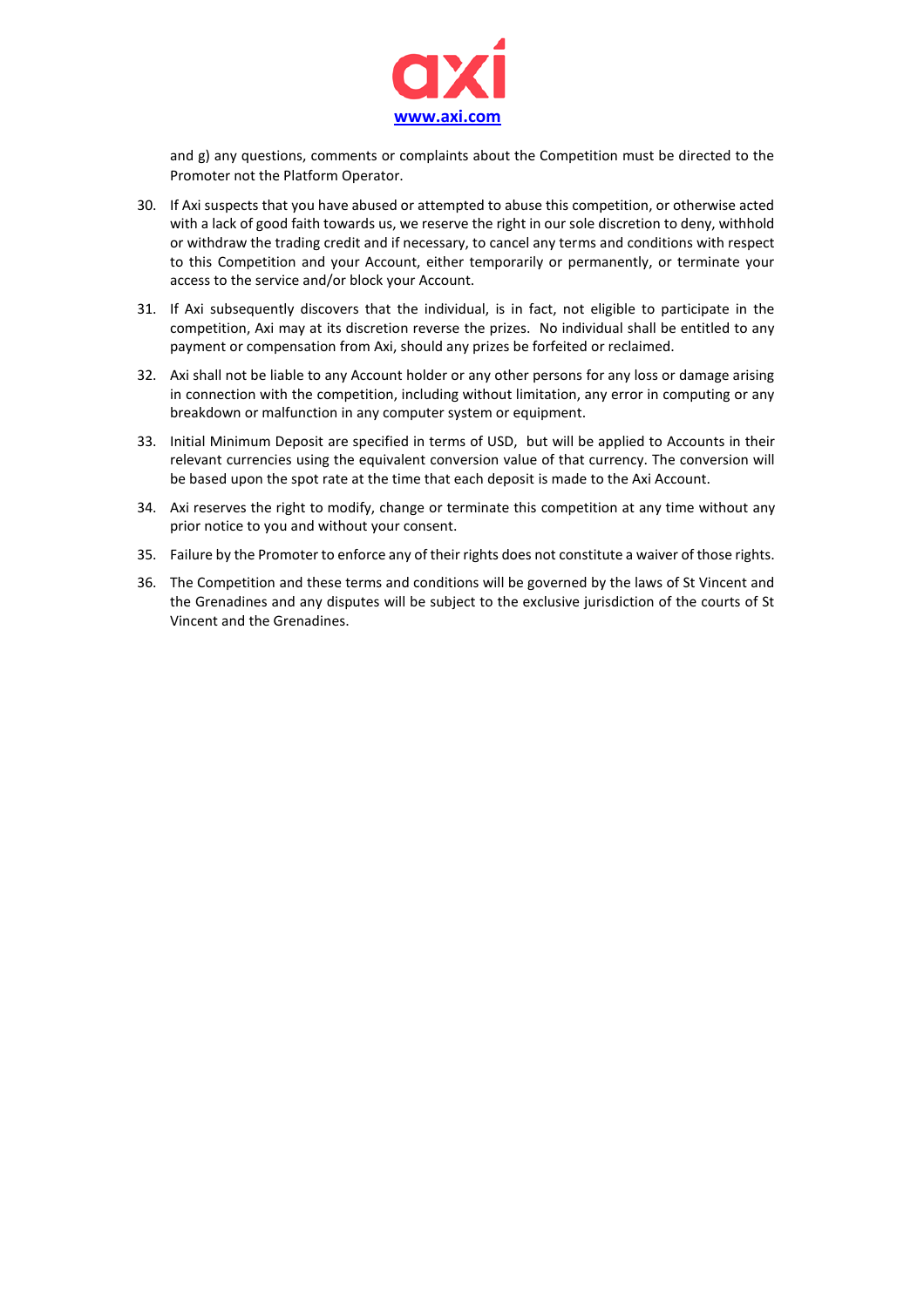and g) any questions, comments or complaints about the Competition must be directed to the Promoter not the Platform Operator.

30. If Axi suspects that you have abused or attempted to abuse this competition, or otherwise acted with a lack of good faith towards us, we reserve the right in our sole discretion to deny, withhold or withdraw the trading credit and if necessary, to cancel any terms and conditions with respect to this Competition and your Account, either temporarily or permanently, or terminate your access to the service and/or block your Account.

31. If Axi subsequently discovers that the individual, is in fact, not eligible to participate in the competition, Axi may at its discretion reverse the prizes. No individual shall be entitled to any payment or compensation from Axi, should any prizes be forfeited or reclaimed.

32. Axi shall not be liable to any Account holder or any other persons for any loss or damage arising in connection with the competition, including without limitation, any error in computing or any breakdown or malfunction in any computer system or equipment.

33. Initial Minimum Deposit are specified in terms of USD, but will be applied to Accounts in their relevant currencies using the equivalent conversion value of that currency. The conversion will be based upon the spot rate at the time that each deposit is made to the Axi Account.

34. Axi reserves the right to modify, change or terminate this competition at any time without any prior notice to you and without your consent.

35. Failure by the Promoter to enforce any of their rights does not constitute a waiver of those rights.

36. The Competition and these terms and conditions will be governed by the laws of St Vincent and the Grenadines and any disputes will be subject to the exclusive jurisdiction of the courts of St Vincent and the Grenadines.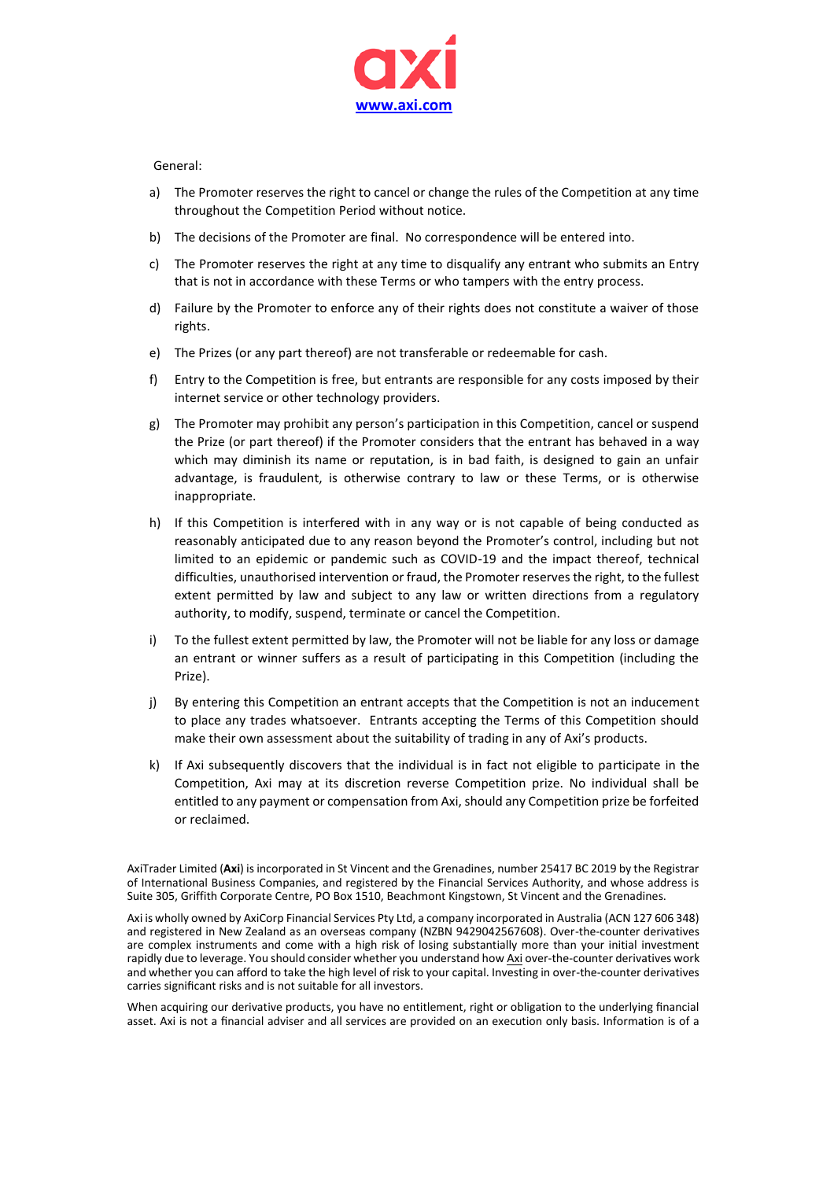General:

a) The Promoter reserves the right to cancel or change the rules of the Competition at any time throughout the Competition Period without notice.

b) The decisions of the Promoter are final. No correspondence will be entered into.

c) The Promoter reserves the right at any time to disqualify any entrant who submits an Entry that is not in accordance with these Terms or who tampers with the entry process.

d) Failure by the Promoter to enforce any of their rights does not constitute a waiver of those rights.

e) The Prizes (or any part thereof) are not transferable or redeemable for cash.

f) Entry to the Competition is free, but entrants are responsible for any costs imposed by their internet service or other technology providers.

g) The Promoter may prohibit any person's participation in this Competition, cancel or suspend the Prize (or part thereof) if the Promoter considers that the entrant has behaved in a way which may diminish its name or reputation, is in bad faith, is designed to gain an unfair advantage, is fraudulent, is otherwise contrary to law or these Terms, or is otherwise inappropriate.

h) If this Competition is interfered with in any way or is not capable of being conducted as reasonably anticipated due to any reason beyond the Promoter's control, including but not limited to an epidemic or pandemic such as COVID-19 and the impact thereof, technical difficulties, unauthorised intervention or fraud, the Promoter reserves the right, to the fullest extent permitted by law and subject to any law or written directions from a regulatory authority, to modify, suspend, terminate or cancel the Competition.

i) To the fullest extent permitted by law, the Promoter will not be liable for any loss or damage an entrant or winner suffers as a result of participating in this Competition (including the Prize).

j) By entering this Competition an entrant accepts that the Competition is not an inducement to place any trades whatsoever. Entrants accepting the Terms of this Competition should make their own assessment about the suitability of trading in any of Axi's products.

k) If Axi subsequently discovers that the individual is in fact not eligible to participate in the Competition, Axi may at its discretion reverse Competition prize. No individual shall be entitled to any payment or compensation from Axi, should any Competition prize be forfeited or reclaimed.

AxiTrader Limited (**Axi**) is incorporated in St Vincent and the Grenadines, number 25417 BC 2019 by the Registrar of International Business Companies, and registered by the Financial Services Authority, and whose address is Suite 305, Griffith Corporate Centre, PO Box 1510, Beachmont Kingstown, St Vincent and the Grenadines.

Axi is wholly owned by AxiCorp Financial Services Pty Ltd, a company incorporated in Australia (ACN 127 606 348) and registered in New Zealand as an overseas company (NZBN 9429042567608). Over-the-counter derivatives are complex instruments and come with a high risk of losing substantially more than your initial investment rapidly due to leverage. You should consider whether you understand how Axi over-the-counter derivatives work and whether you can afford to take the high level of risk to your capital. Investing in over-the-counter derivatives carries significant risks and is not suitable for all investors.

When acquiring our derivative products, you have no entitlement, right or obligation to the underlying financial asset. Axi is not a financial adviser and all services are provided on an execution only basis. Information is of a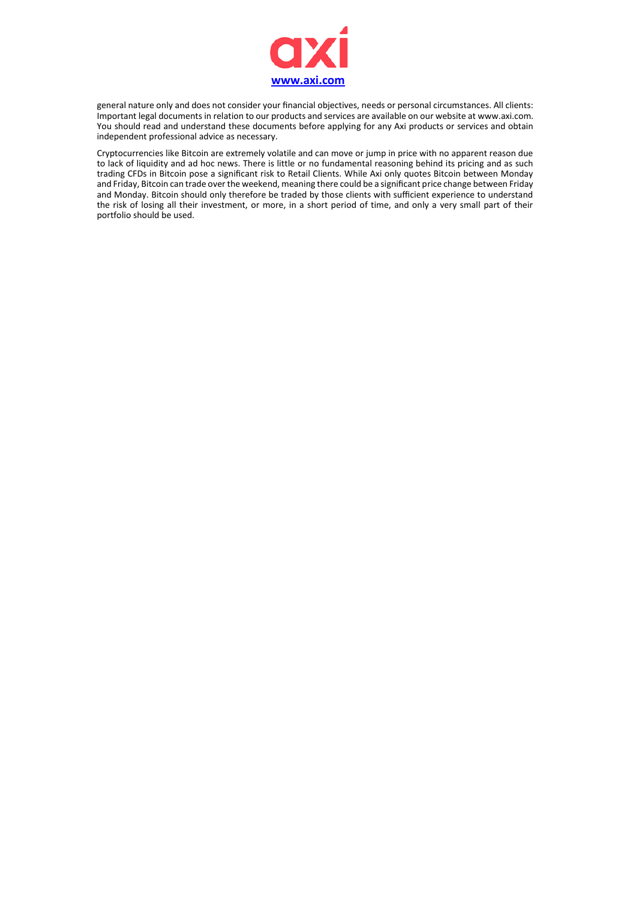general nature only and does not consider your financial objectives, needs or personal circumstances. All clients: Important legal documents in relation to our products and services are available on our website at www.axi.com. You should read and understand these documents before applying for any Axi products or services and obtain independent professional advice as necessary.

Cryptocurrencies like Bitcoin are extremely volatile and can move or jump in price with no apparent reason due to lack of liquidity and ad hoc news. There is little or no fundamental reasoning behind its pricing and as such trading CFDs in Bitcoin pose a significant risk to Retail Clients. While Axi only quotes Bitcoin between Monday and Friday, Bitcoin can trade over the weekend, meaning there could be a significant price change between Friday and Monday. Bitcoin should only therefore be traded by those clients with sufficient experience to understand the risk of losing all their investment, or more, in a short period of time, and only a very small part of their portfolio should be used.